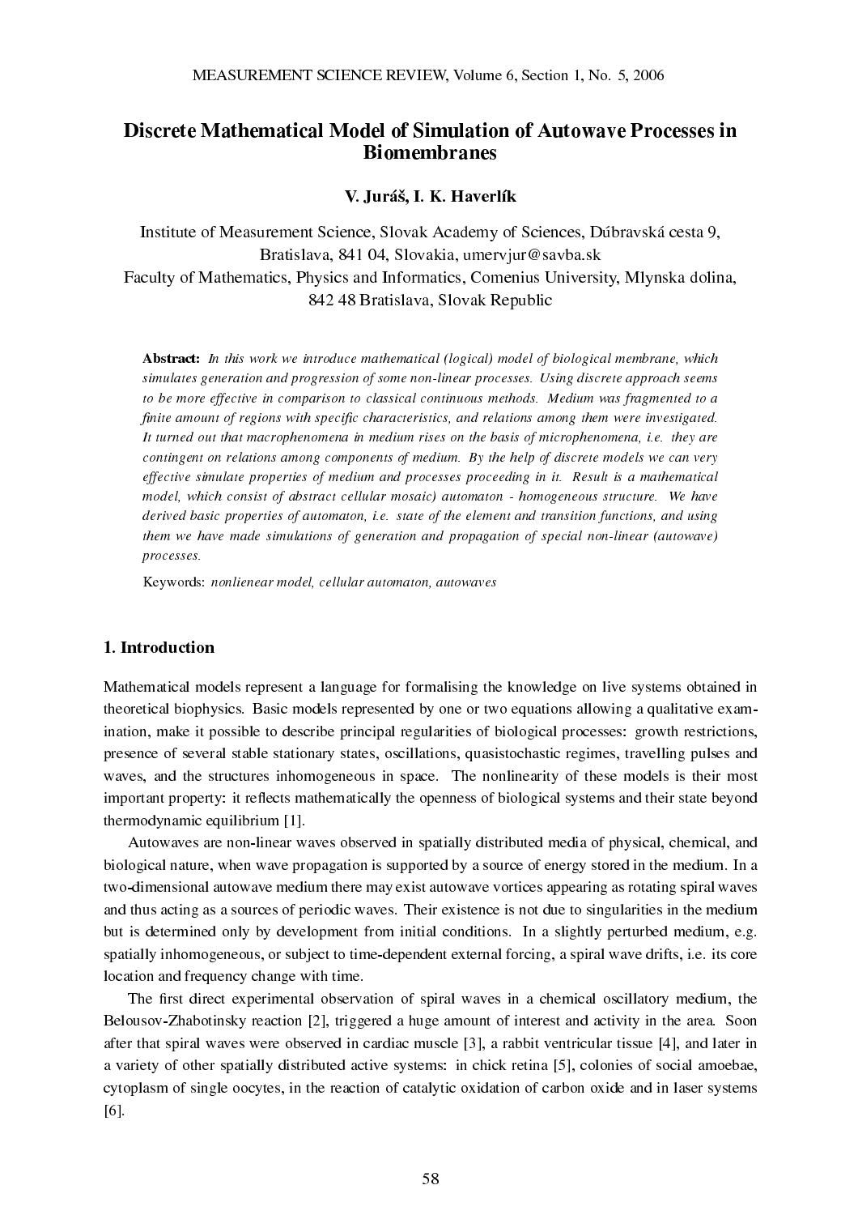# Discrete Mathematical Model of Simulation of Autowave Processes in Biomembranes

**V. Juráš, I. K. Haverlík**

Institute of Measurement Science, Slovak Academy of Sciences, Dúbravská cesta 9, Bratislava, 841 04, Slovakia, umervjur@savba.sk
Faculty of Mathematics, Physics and Informatics, Comenius University, Mlynska dolina, 842 48 Bratislava, Slovak Republic

**Abstract:** *In this work we introduce mathematical (logical) model of biological membrane, which simulates generation and progression of some non-linear processes. Using discrete approach seems to be more effective in comparison to classical continuous methods. Medium was fragmented to a finite amount of regions with specific characteristics, and relations among them were investigated. It turned out that macrophenomena in medium rises on the basis of microphenomena, i.e. they are contingent on relations among components of medium. By the help of discrete models we can very effective simulate properties of medium and processes proceeding in it. Result is a mathematical model, which consist of abstract cellular mosaic) automaton - homogeneous structure. We have derived basic properties of automaton, i.e. state of the element and transition functions, and using them we have made simulations of generation and propagation of special non-linear (autowave) processes.*

Keywords: *nonlienear model, cellular automaton, autowaves*

## 1. Introduction

Mathematical models represent a language for formalising the knowledge on live systems obtained in theoretical biophysics. Basic models represented by one or two equations allowing a qualitative examination, make it possible to describe principal regularities of biological processes: growth restrictions, presence of several stable stationary states, oscillations, quasistochastic regimes, travelling pulses and waves, and the structures inhomogeneous in space. The nonlinearity of these models is their most important property: it reflects mathematically the openness of biological systems and their state beyond thermodynamic equilibrium [1].

Autowaves are non-linear waves observed in spatially distributed media of physical, chemical, and biological nature, when wave propagation is supported by a source of energy stored in the medium. In a two-dimensional autowave medium there may exist autowave vortices appearing as rotating spiral waves and thus acting as a sources of periodic waves. Their existence is not due to singularities in the medium but is determined only by development from initial conditions. In a slightly perturbed medium, e.g. spatially inhomogeneous, or subject to time-dependent external forcing, a spiral wave drifts, i.e. its core location and frequency change with time.

The first direct experimental observation of spiral waves in a chemical oscillatory medium, the Belousov-Zhabotinsky reaction [2], triggered a huge amount of interest and activity in the area. Soon after that spiral waves were observed in cardiac muscle [3], a rabbit ventricular tissue [4], and later in a variety of other spatially distributed active systems: in chick retina [5], colonies of social amoebae, cytoplasm of single oocytes, in the reaction of catalytic oxidation of carbon oxide and in laser systems [6].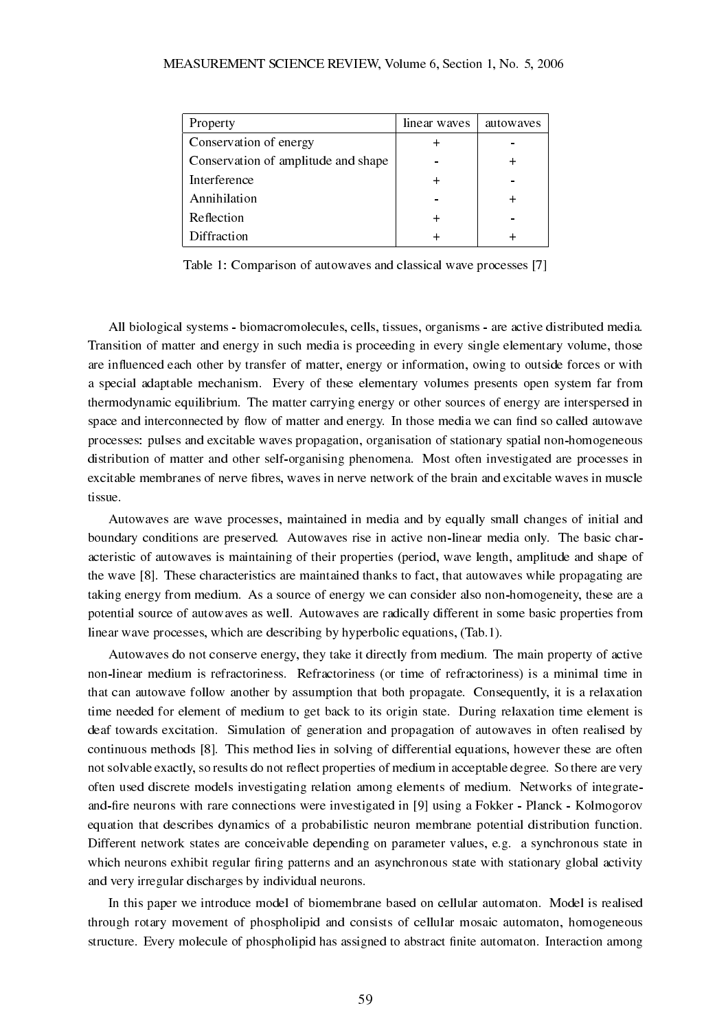| Property | linear waves | autowaves |
|---|---|---|
| Conservation of energy | + | - |
| Conservation of amplitude and shape | - | + |
| Interference | + | - |
| Annihilation | - | + |
| Reflection | + | - |
| Diffraction | + | + |

Table 1: Comparison of autowaves and classical wave processes [7]

All biological systems - biomacromolecules, cells, tissues, organisms - are active distributed media. Transition of matter and energy in such media is proceeding in every single elementary volume, those are influenced each other by transfer of matter, energy or information, owing to outside forces or with a special adaptable mechanism. Every of these elementary volumes presents open system far from thermodynamic equilibrium. The matter carrying energy or other sources of energy are interspersed in space and interconnected by flow of matter and energy. In those media we can find so called autowave processes: pulses and excitable waves propagation, organisation of stationary spatial non-homogeneous distribution of matter and other self-organising phenomena. Most often investigated are processes in excitable membranes of nerve fibres, waves in nerve network of the brain and excitable waves in muscle tissue.

Autowaves are wave processes, maintained in media and by equally small changes of initial and boundary conditions are preserved. Autowaves rise in active non-linear media only. The basic characteristic of autowaves is maintaining of their properties (period, wave length, amplitude and shape of the wave [8]. These characteristics are maintained thanks to fact, that autowaves while propagating are taking energy from medium. As a source of energy we can consider also non-homogeneity, these are a potential source of autowaves as well. Autowaves are radically different in some basic properties from linear wave processes, which are describing by hyperbolic equations, (Tab.1).

Autowaves do not conserve energy, they take it directly from medium. The main property of active non-linear medium is refractoriness. Refractoriness (or time of refractoriness) is a minimal time in that can autowave follow another by assumption that both propagate. Consequently, it is a relaxation time needed for element of medium to get back to its origin state. During relaxation time element is deaf towards excitation. Simulation of generation and propagation of autowaves in often realised by continuous methods [8]. This method lies in solving of differential equations, however these are often not solvable exactly, so results do not reflect properties of medium in acceptable degree. So there are very often used discrete models investigating relation among elements of medium. Networks of integrate-and-fire neurons with rare connections were investigated in [9] using a Fokker - Planck - Kolmogorov equation that describes dynamics of a probabilistic neuron membrane potential distribution function. Different network states are conceivable depending on parameter values, e.g. a synchronous state in which neurons exhibit regular firing patterns and an asynchronous state with stationary global activity and very irregular discharges by individual neurons.

In this paper we introduce model of biomembrane based on cellular automaton. Model is realised through rotary movement of phospholipid and consists of cellular mosaic automaton, homogeneous structure. Every molecule of phospholipid has assigned to abstract finite automaton. Interaction among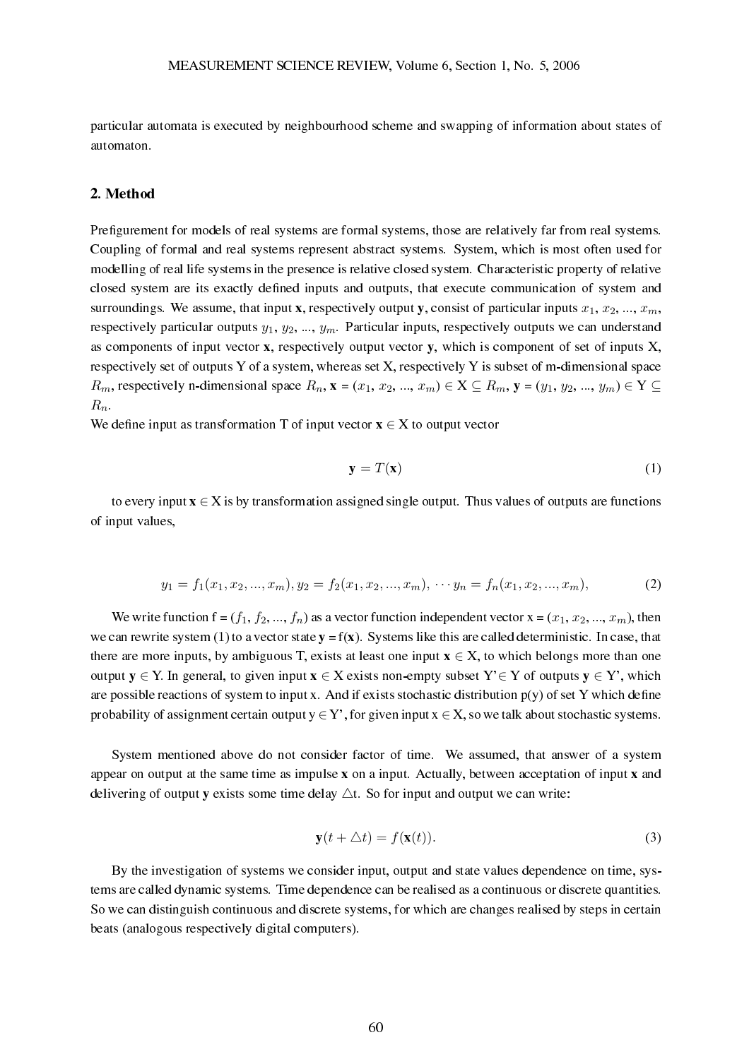particular automata is executed by neighbourhood scheme and swapping of information about states of automaton.

## 2. Method

Prefigurement for models of real systems are formal systems, those are relatively far from real systems. Coupling of formal and real systems represent abstract systems. System, which is most often used for modelling of real life systems in the presence is relative closed system. Characteristic property of relative closed system are its exactly defined inputs and outputs, that execute communication of system and surroundings. We assume, that input **x**, respectively output **y**, consist of particular inputs $x_1$, $x_2$, ..., $x_m$, respectively particular outputs $y_1$, $y_2$, ..., $y_m$. Particular inputs, respectively outputs we can understand as components of input vector **x**, respectively output vector **y**, which is component of set of inputs X, respectively set of outputs Y of a system, whereas set X, respectively Y is subset of m-dimensional space $R_m$, respectively n-dimensional space $R_n$, **x** = ($x_1$, $x_2$, ..., $x_m$) $\in$ X $\subseteq$ $R_m$, **y** = ($y_1$, $y_2$, ..., $y_m$) $\in$ Y $\subseteq$ $R_n$.

We define input as transformation T of input vector **x** $\in$ X to output vector

$$\mathbf{y} = T(\mathbf{x}) \tag{1}$$

to every input **x** $\in$ X is by transformation assigned single output. Thus values of outputs are functions of input values,

$$y_1 = f_1(x_1, x_2, ..., x_m), y_2 = f_2(x_1, x_2, ..., x_m), \cdots y_n = f_n(x_1, x_2, ..., x_m), \tag{2}$$

We write function f = ($f_1$, $f_2$, ..., $f_n$) as a vector function independent vector x = ($x_1$, $x_2$, ..., $x_m$), then we can rewrite system (1) to a vector state **y** = f(**x**). Systems like this are called deterministic. In case, that there are more inputs, by ambiguous T, exists at least one input **x** $\in$ X, to which belongs more than one output **y** $\in$ Y. In general, to given input **x** $\in$ X exists non-empty subset Y' $\in$ Y of outputs **y** $\in$ Y', which are possible reactions of system to input x. And if exists stochastic distribution p(y) of set Y which define probability of assignment certain output y $\in$ Y', for given input x $\in$ X, so we talk about stochastic systems.

System mentioned above do not consider factor of time. We assumed, that answer of a system appear on output at the same time as impulse **x** on a input. Actually, between acceptation of input **x** and delivering of output **y** exists some time delay $\triangle$t. So for input and output we can write:

$$\mathbf{y}(t + \triangle t) = f(\mathbf{x}(t)). \tag{3}$$

By the investigation of systems we consider input, output and state values dependence on time, systems are called dynamic systems. Time dependence can be realised as a continuous or discrete quantities. So we can distinguish continuous and discrete systems, for which are changes realised by steps in certain beats (analogous respectively digital computers).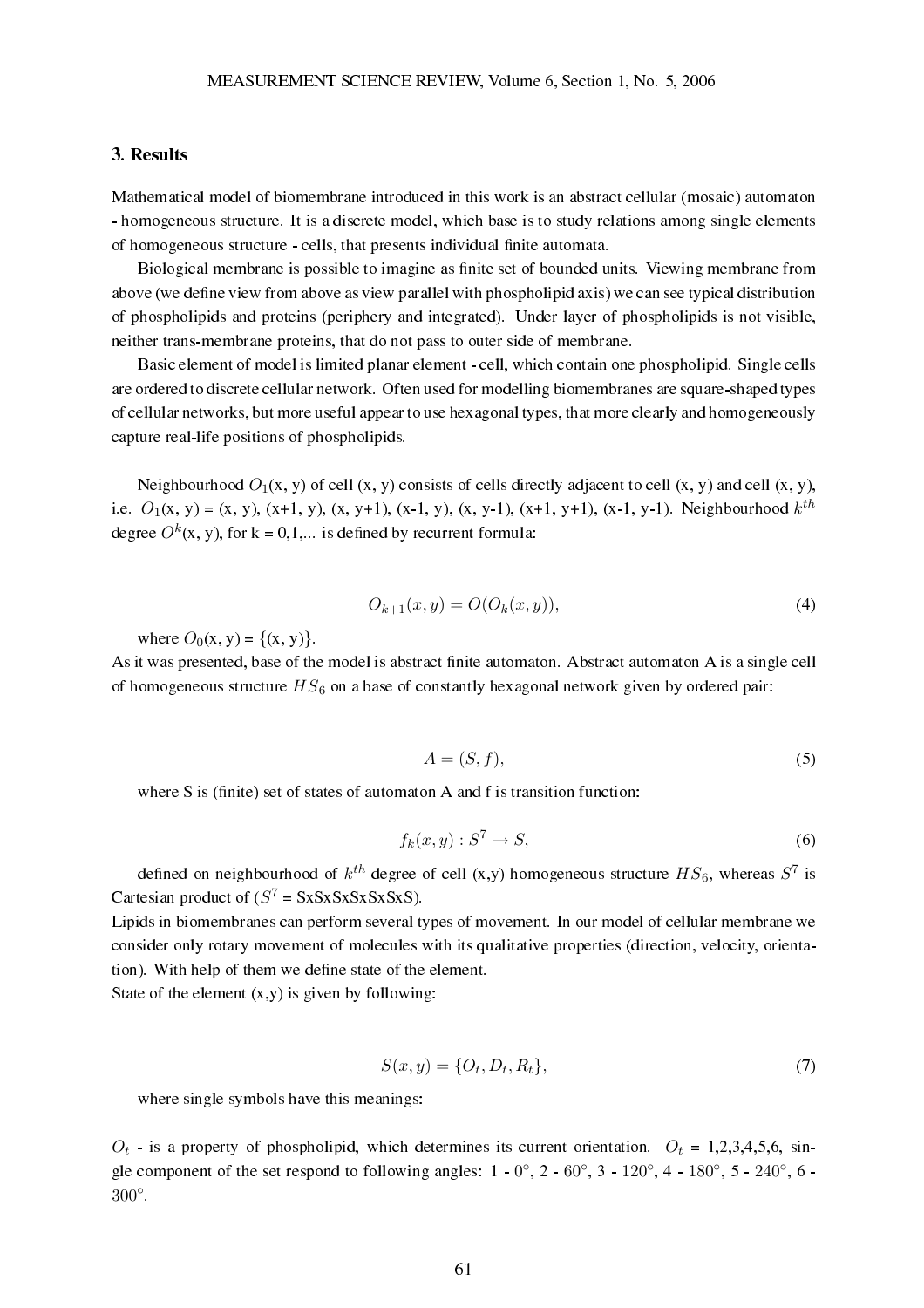## 3. Results

Mathematical model of biomembrane introduced in this work is an abstract cellular (mosaic) automaton - homogeneous structure. It is a discrete model, which base is to study relations among single elements of homogeneous structure - cells, that presents individual finite automata.

Biological membrane is possible to imagine as finite set of bounded units. Viewing membrane from above (we define view from above as view parallel with phospholipid axis) we can see typical distribution of phospholipids and proteins (periphery and integrated). Under layer of phospholipids is not visible, neither trans-membrane proteins, that do not pass to outer side of membrane.

Basic element of model is limited planar element - cell, which contain one phospholipid. Single cells are ordered to discrete cellular network. Often used for modelling biomembranes are square-shaped types of cellular networks, but more useful appear to use hexagonal types, that more clearly and homogeneously capture real-life positions of phospholipids.

Neighbourhood $O_1$(x, y) of cell (x, y) consists of cells directly adjacent to cell (x, y) and cell (x, y), i.e. $O_1$(x, y) = (x, y), (x+1, y), (x, y+1), (x-1, y), (x, y-1), (x+1, y+1), (x-1, y-1). Neighbourhood $k^{th}$ degree $O^k$(x, y), for k = 0,1,... is defined by recurrent formula:

$$O_{k+1}(x, y) = O(O_k(x, y)), \tag{4}$$

where $O_0$(x, y) = {(x, y)}.

As it was presented, base of the model is abstract finite automaton. Abstract automaton A is a single cell of homogeneous structure $HS_6$ on a base of constantly hexagonal network given by ordered pair:

$$A = (S, f), \tag{5}$$

where S is (finite) set of states of automaton A and f is transition function:

$$f_k(x, y) : S^7 \to S, \tag{6}$$

defined on neighbourhood of $k^{th}$ degree of cell (x,y) homogeneous structure $HS_6$, whereas $S^7$ is Cartesian product of ($S^7$ = SxSxSxSxSxSxS).

Lipids in biomembranes can perform several types of movement. In our model of cellular membrane we consider only rotary movement of molecules with its qualitative properties (direction, velocity, orientation). With help of them we define state of the element.

State of the element (x,y) is given by following:

$$S(x, y) = \{O_t, D_t, R_t\}, \tag{7}$$

where single symbols have this meanings:

$O_t$ - is a property of phospholipid, which determines its current orientation. $O_t$ = 1,2,3,4,5,6, single component of the set respond to following angles: 1 - 0°, 2 - 60°, 3 - 120°, 4 - 180°, 5 - 240°, 6 - 300°.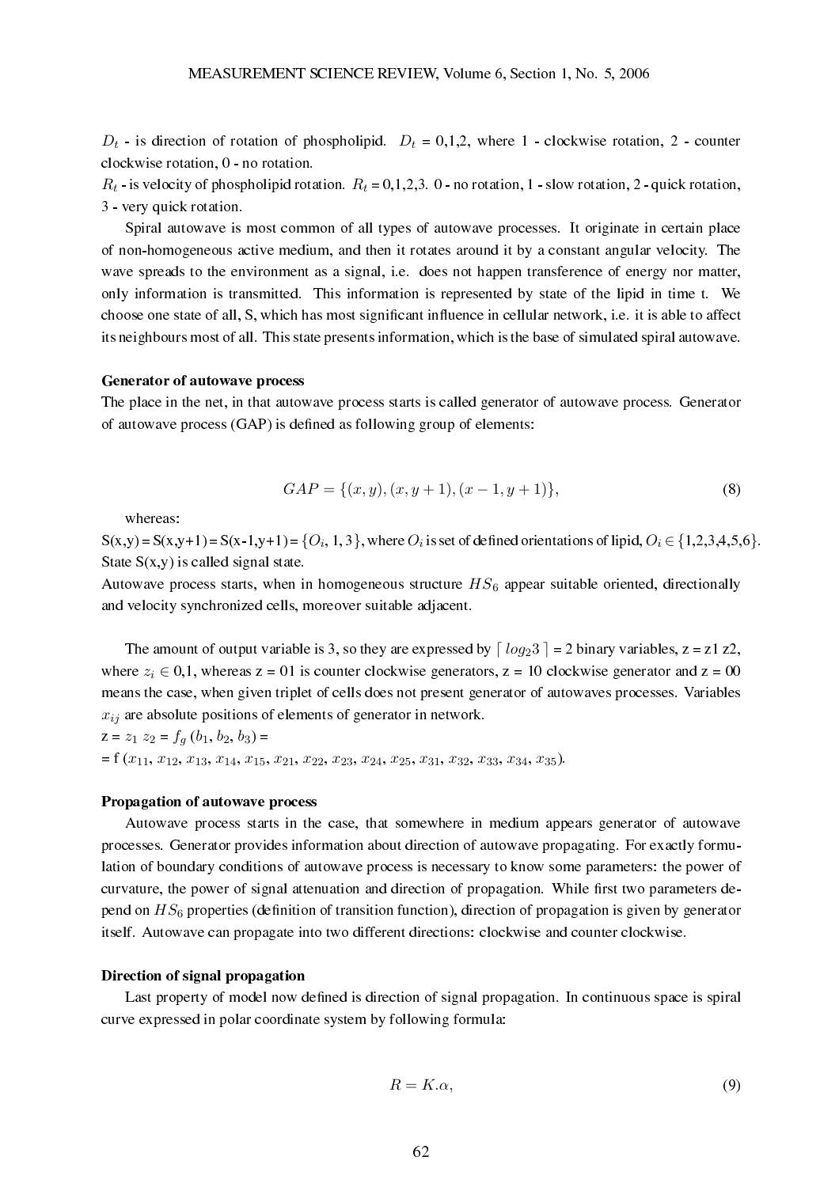$D_t$ - is direction of rotation of phospholipid. $D_t$ = 0,1,2, where 1 - clockwise rotation, 2 - counter clockwise rotation, 0 - no rotation.
$R_t$ - is velocity of phospholipid rotation. $R_t$ = 0,1,2,3. 0 - no rotation, 1 - slow rotation, 2 - quick rotation, 3 - very quick rotation.

Spiral autowave is most common of all types of autowave processes. It originate in certain place of non-homogeneous active medium, and then it rotates around it by a constant angular velocity. The wave spreads to the environment as a signal, i.e. does not happen transference of energy nor matter, only information is transmitted. This information is represented by state of the lipid in time t. We choose one state of all, S, which has most significant influence in cellular network, i.e. it is able to affect its neighbours most of all. This state presents information, which is the base of simulated spiral autowave.

**Generator of autowave process**

The place in the net, in that autowave process starts is called generator of autowave process. Generator of autowave process (GAP) is defined as following group of elements:

$$GAP = \{(x,y),(x,y+1),(x-1,y+1)\}, \tag{8}$$

whereas:

S(x,y) = S(x,y+1) = S(x-1,y+1) = $\{O_i, 1, 3\}$, where $O_i$ is set of defined orientations of lipid, $O_i \in \{1,2,3,4,5,6\}$. State S(x,y) is called signal state.

Autowave process starts, when in homogeneous structure $HS_6$ appear suitable oriented, directionally and velocity synchronized cells, moreover suitable adjacent.

The amount of output variable is 3, so they are expressed by $\lceil log_2 3 \rceil$ = 2 binary variables, z = z1 z2, where $z_i \in 0,1$, whereas z = 01 is counter clockwise generators, z = 10 clockwise generator and z = 00 means the case, when given triplet of cells does not present generator of autowaves processes. Variables $x_{ij}$ are absolute positions of elements of generator in network.

z = $z_1$ $z_2$ = $f_g$ ($b_1$, $b_2$, $b_3$) =
= f ($x_{11}$, $x_{12}$, $x_{13}$, $x_{14}$, $x_{15}$, $x_{21}$, $x_{22}$, $x_{23}$, $x_{24}$, $x_{25}$, $x_{31}$, $x_{32}$, $x_{33}$, $x_{34}$, $x_{35}$).

**Propagation of autowave process**

Autowave process starts in the case, that somewhere in medium appears generator of autowave processes. Generator provides information about direction of autowave propagating. For exactly formulation of boundary conditions of autowave process is necessary to know some parameters: the power of curvature, the power of signal attenuation and direction of propagation. While first two parameters depend on $HS_6$ properties (definition of transition function), direction of propagation is given by generator itself. Autowave can propagate into two different directions: clockwise and counter clockwise.

**Direction of signal propagation**

Last property of model now defined is direction of signal propagation. In continuous space is spiral curve expressed in polar coordinate system by following formula:

$$R = K.\alpha, \tag{9}$$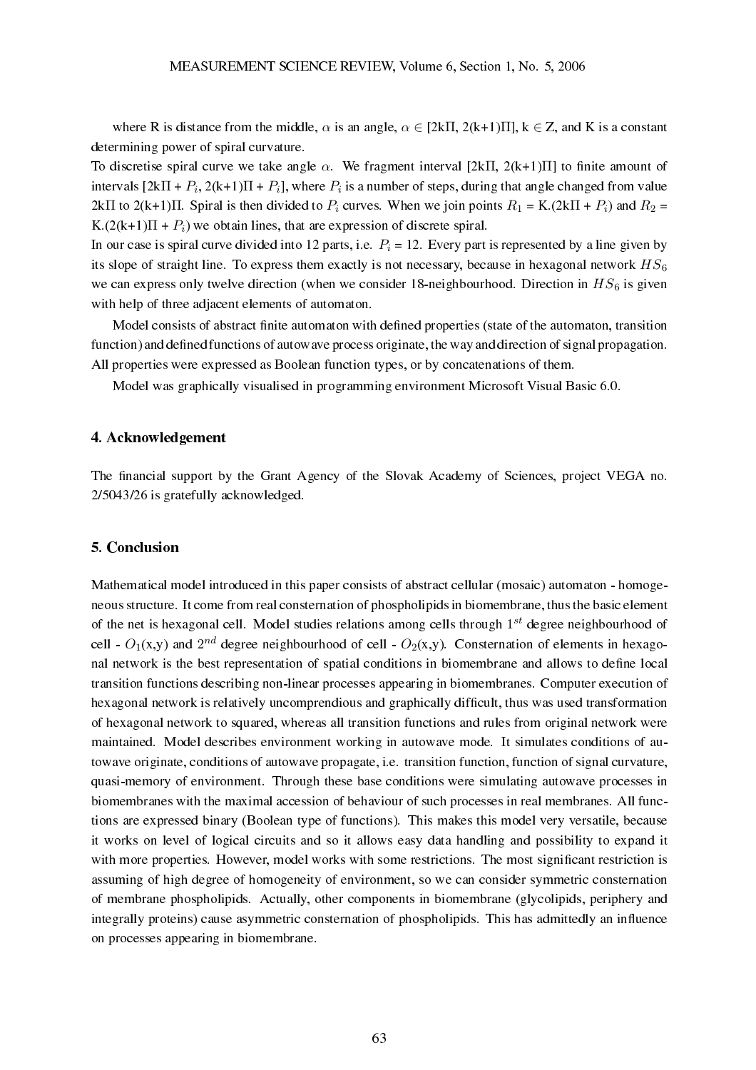where R is distance from the middle, $\alpha$ is an angle, $\alpha \in$ [2kΠ, 2(k+1)Π], k $\in$ Z, and K is a constant determining power of spiral curvature.

To discretise spiral curve we take angle $\alpha$. We fragment interval [2kΠ, 2(k+1)Π] to finite amount of intervals [2kΠ + $P_i$, 2(k+1)Π + $P_i$], where $P_i$ is a number of steps, during that angle changed from value 2kΠ to 2(k+1)Π. Spiral is then divided to $P_i$ curves. When we join points $R_1$ = K.(2kΠ + $P_i$) and $R_2$ = K.(2(k+1)Π + $P_i$) we obtain lines, that are expression of discrete spiral.

In our case is spiral curve divided into 12 parts, i.e. $P_i$ = 12. Every part is represented by a line given by its slope of straight line. To express them exactly is not necessary, because in hexagonal network $HS_6$ we can express only twelve direction (when we consider 18-neighbourhood. Direction in $HS_6$ is given with help of three adjacent elements of automaton.

Model consists of abstract finite automaton with defined properties (state of the automaton, transition function) and defined functions of autowave process originate, the way and direction of signal propagation. All properties were expressed as Boolean function types, or by concatenations of them.

Model was graphically visualised in programming environment Microsoft Visual Basic 6.0.

## 4. Acknowledgement

The financial support by the Grant Agency of the Slovak Academy of Sciences, project VEGA no. 2/5043/26 is gratefully acknowledged.

## 5. Conclusion

Mathematical model introduced in this paper consists of abstract cellular (mosaic) automaton - homogeneous structure. It come from real consternation of phospholipids in biomembrane, thus the basic element of the net is hexagonal cell. Model studies relations among cells through $1^{st}$ degree neighbourhood of cell - $O_1$(x,y) and $2^{nd}$ degree neighbourhood of cell - $O_2$(x,y). Consternation of elements in hexagonal network is the best representation of spatial conditions in biomembrane and allows to define local transition functions describing non-linear processes appearing in biomembranes. Computer execution of hexagonal network is relatively uncomprendious and graphically difficult, thus was used transformation of hexagonal network to squared, whereas all transition functions and rules from original network were maintained. Model describes environment working in autowave mode. It simulates conditions of autowave originate, conditions of autowave propagate, i.e. transition function, function of signal curvature, quasi-memory of environment. Through these base conditions were simulating autowave processes in biomembranes with the maximal accession of behaviour of such processes in real membranes. All functions are expressed binary (Boolean type of functions). This makes this model very versatile, because it works on level of logical circuits and so it allows easy data handling and possibility to expand it with more properties. However, model works with some restrictions. The most significant restriction is assuming of high degree of homogeneity of environment, so we can consider symmetric consternation of membrane phospholipids. Actually, other components in biomembrane (glycolipids, periphery and integrally proteins) cause asymmetric consternation of phospholipids. This has admittedly an influence on processes appearing in biomembrane.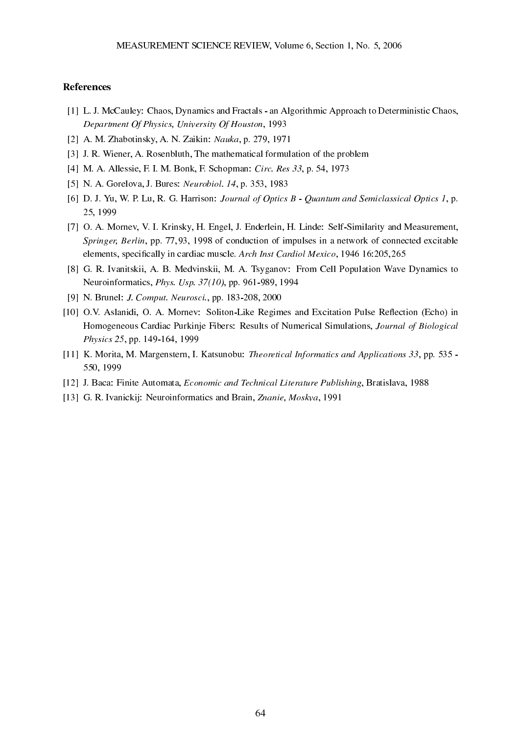## References

[1] L. J. McCauley: Chaos, Dynamics and Fractals - an Algorithmic Approach to Deterministic Chaos, *Department Of Physics, University Of Houston*, 1993

[2] A. M. Zhabotinsky, A. N. Zaikin: *Nauka*, p. 279, 1971

[3] J. R. Wiener, A. Rosenbluth, The mathematical formulation of the problem

[4] M. A. Allessie, F. I. M. Bonk, F. Schopman: *Circ. Res 33*, p. 54, 1973

[5] N. A. Gorelova, J. Bures: *Neurobiol. 14*, p. 353, 1983

[6] D. J. Yu, W. P. Lu, R. G. Harrison: *Journal of Optics B - Quantum and Semiclassical Optics 1*, p. 25, 1999

[7] O. A. Mornev, V. I. Krinsky, H. Engel, J. Enderlein, H. Linde: Self-Similarity and Measurement, *Springer, Berlin*, pp. 77, 93, 1998 of conduction of impulses in a network of connected excitable elements, specifically in cardiac muscle. *Arch Inst Cardiol Mexico*, 1946 16:205, 265

[8] G. R. Ivanitskii, A. B. Medvinskii, M. A. Tsyganov: From Cell Population Wave Dynamics to Neuroinformatics, *Phys. Usp. 37(10)*, pp. 961-989, 1994

[9] N. Brunel: *J. Comput. Neurosci.*, pp. 183-208, 2000

[10] O.V. Aslanidi, O. A. Mornev: Soliton-Like Regimes and Excitation Pulse Reflection (Echo) in Homogeneous Cardiac Purkinje Fibers: Results of Numerical Simulations, *Journal of Biological Physics 25*, pp. 149-164, 1999

[11] K. Morita, M. Margenstern, I. Katsunobu: *Theoretical Informatics and Applications 33*, pp. 535 - 550, 1999

[12] J. Baca: Finite Automata, *Economic and Technical Literature Publishing*, Bratislava, 1988

[13] G. R. Ivanickij: Neuroinformatics and Brain, *Znanie, Moskva*, 1991